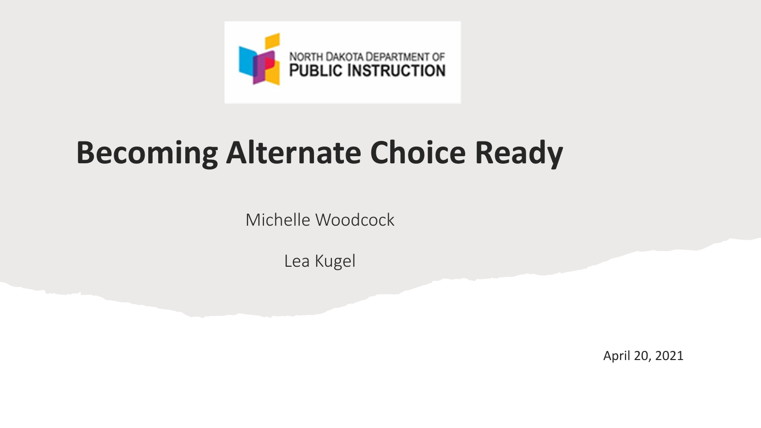NORTH DAKOTA DEPARTMENT OF PUBLIC INSTRUCTION

# Becoming Alternate Choice Ready

Michelle Woodcock

Lea Kugel

April 20, 2021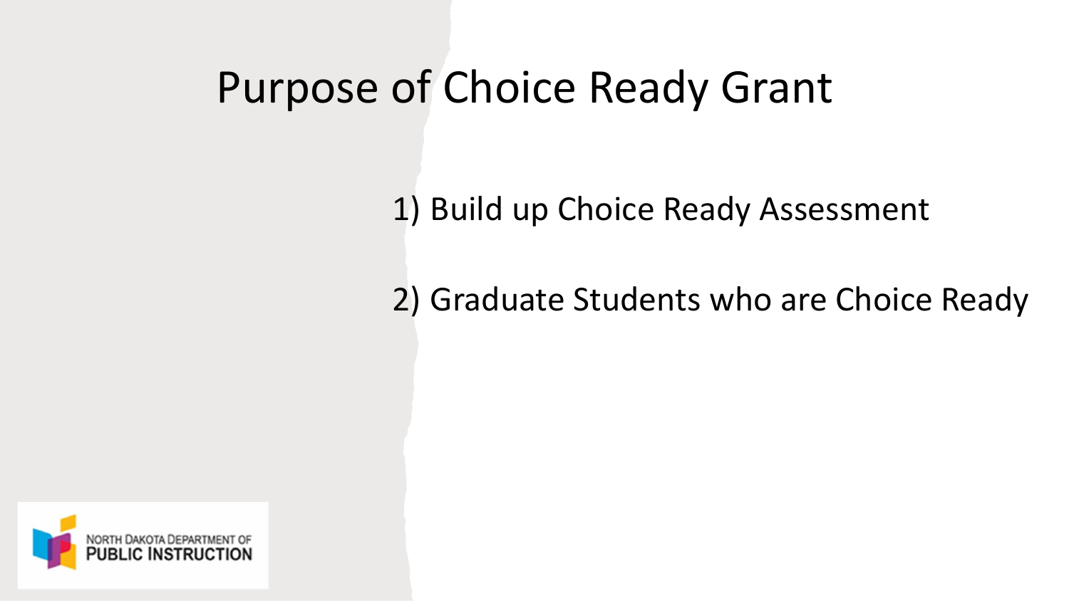# Purpose of Choice Ready Grant

1) Build up Choice Ready Assessment

2) Graduate Students who are Choice Ready

NORTH DAKOTA DEPARTMENT OF PUBLIC INSTRUCTION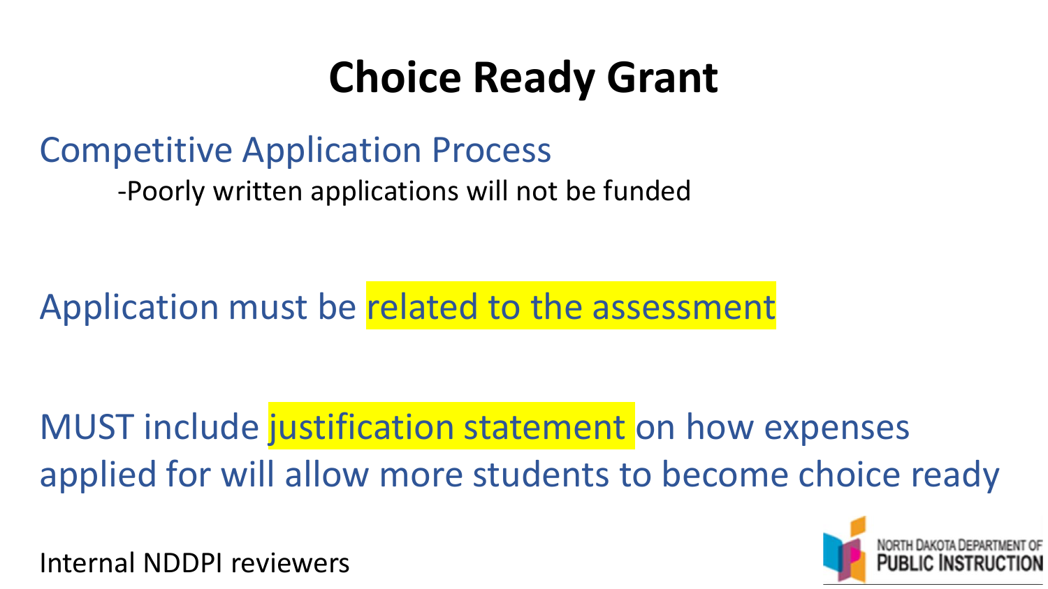# Choice Ready Grant

Competitive Application Process

-Poorly written applications will not be funded

Application must be related to the assessment

MUST include justification statement on how expenses applied for will allow more students to become choice ready

Internal NDDPI reviewers

NORTH DAKOTA DEPARTMENT OF PUBLIC INSTRUCTION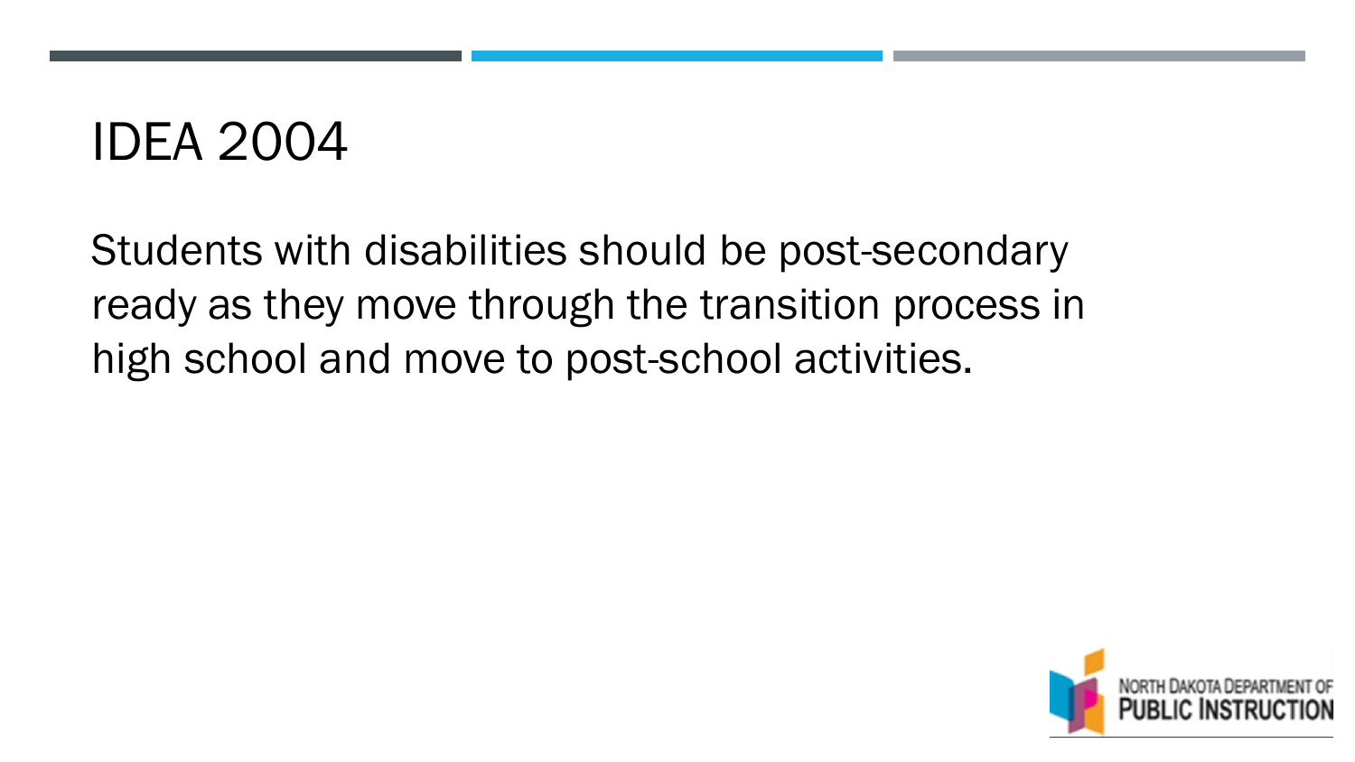# IDEA 2004

Students with disabilities should be post-secondary ready as they move through the transition process in high school and move to post-school activities.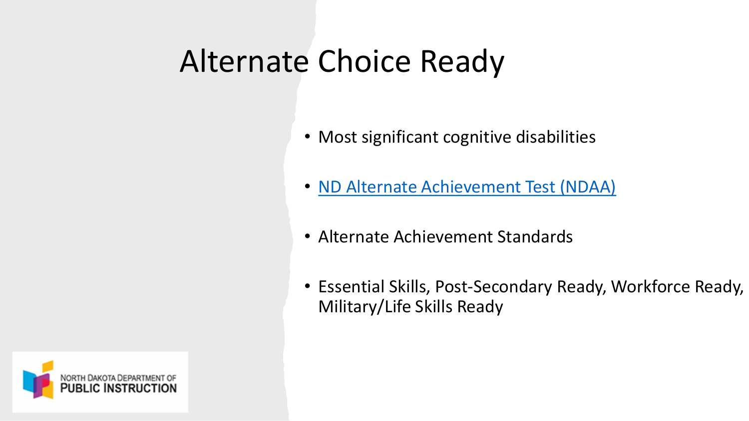# Alternate Choice Ready

- Most significant cognitive disabilities
- ND Alternate Achievement Test (NDAA)
- Alternate Achievement Standards
- Essential Skills, Post-Secondary Ready, Workforce Ready, Military/Life Skills Ready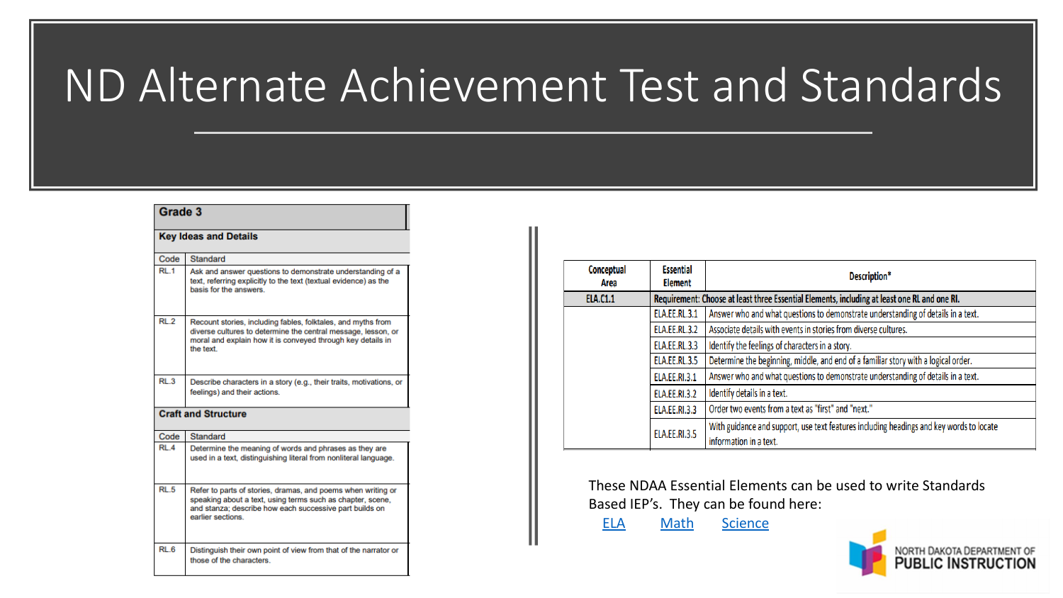# ND Alternate Achievement Test and Standards

| Grade 3 | |
|---|---|
| **Key Ideas and Details** | |
| Code | Standard |
| RL.1 | Ask and answer questions to demonstrate understanding of a text, referring explicitly to the text (textual evidence) as the basis for the answers. |
| RL.2 | Recount stories, including fables, folktales, and myths from diverse cultures to determine the central message, lesson, or moral and explain how it is conveyed through key details in the text. |
| RL.3 | Describe characters in a story (e.g., their traits, motivations, or feelings) and their actions. |
| **Craft and Structure** | |
| Code | Standard |
| RL.4 | Determine the meaning of words and phrases as they are used in a text, distinguishing literal from nonliteral language. |
| RL.5 | Refer to parts of stories, dramas, and poems when writing or speaking about a text, using terms such as chapter, scene, and stanza; describe how each successive part builds on earlier sections. |
| RL.6 | Distinguish their own point of view from that of the narrator or those of the characters. |

| Conceptual Area | Essential Element | Description* |
|---|---|---|
| ELA.C1.1 | Requirement: Choose at least three Essential Elements, including at least one RL and one RI. | |
| | ELA.EE.RL.3.1 | Answer who and what questions to demonstrate understanding of details in a text. |
| | ELA.EE.RL.3.2 | Associate details with events in stories from diverse cultures. |
| | ELA.EE.RL.3.3 | Identify the feelings of characters in a story. |
| | ELA.EE.RL.3.5 | Determine the beginning, middle, and end of a familiar story with a logical order. |
| | ELA.EE.RI.3.1 | Answer who and what questions to demonstrate understanding of details in a text. |
| | ELA.EE.RI.3.2 | Identify details in a text. |
| | ELA.EE.RI.3.3 | Order two events from a text as "first" and "next." |
| | ELA.EE.RI.3.5 | With guidance and support, use text features including headings and key words to locate information in a text. |

These NDAA Essential Elements can be used to write Standards Based IEP's. They can be found here:

[ELA] [Math] [Science]

NORTH DAKOTA DEPARTMENT OF PUBLIC INSTRUCTION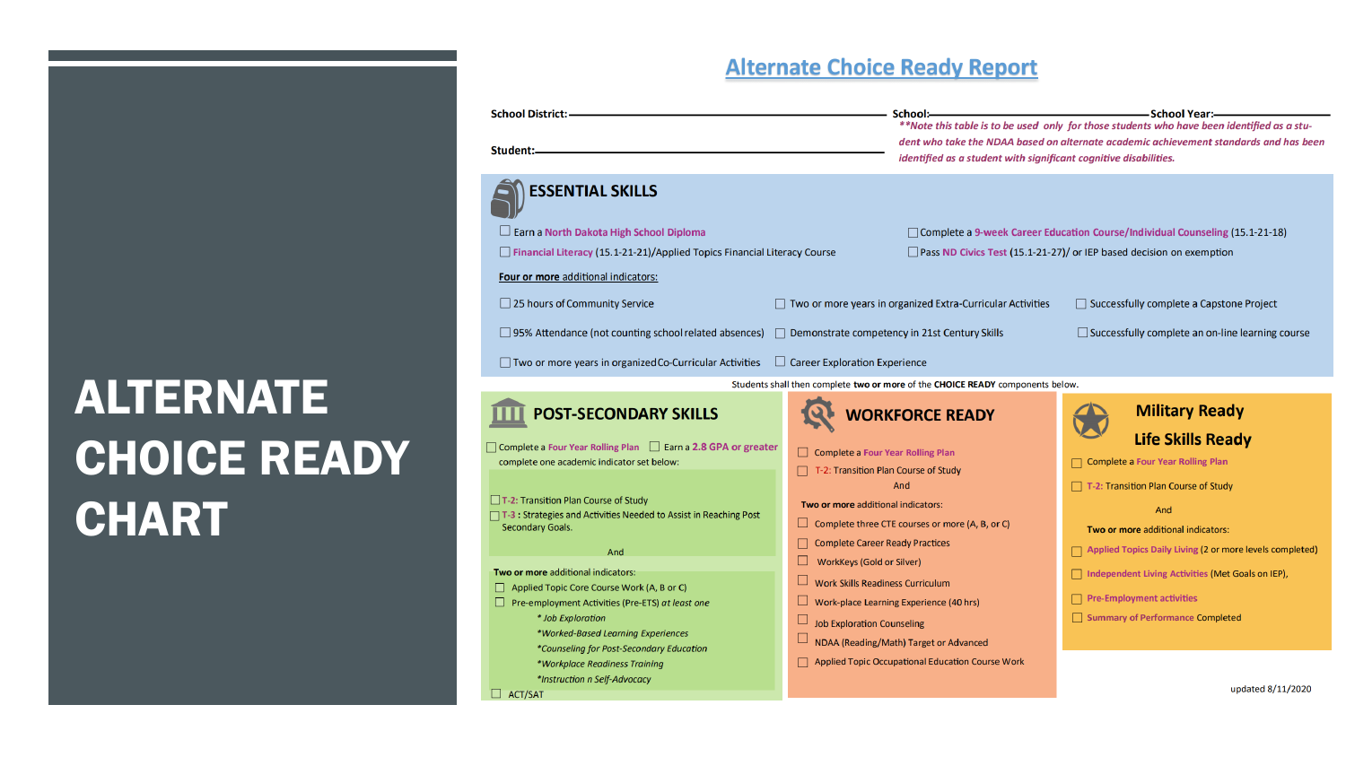# ALTERNATE CHOICE READY CHART

## Alternate Choice Ready Report

**School District:** ____________________ **School:** ____________________ **School Year:** ____________

**Student:** ____________________

***Note this table is to be used only for those students who have been identified as a student who take the NDAA based on alternate academic achievement standards and has been identified as a student with significant cognitive disabilities.*

### ESSENTIAL SKILLS

- ☐ Earn a North Dakota High School Diploma
- ☐ Complete a 9-week Career Education Course/Individual Counseling (15.1-21-18)
- ☐ Financial Literacy (15.1-21-21)/Applied Topics Financial Literacy Course
- ☐ Pass ND Civics Test (15.1-21-27)/ or IEP based decision on exemption

**Four or more** additional indicators:

- ☐ 25 hours of Community Service
- ☐ Two or more years in organized Extra-Curricular Activities
- ☐ Successfully complete a Capstone Project
- ☐ 95% Attendance (not counting school related absences)
- ☐ Demonstrate competency in 21st Century Skills
- ☐ Successfully complete an on-line learning course
- ☐ Two or more years in organized Co-Curricular Activities
- ☐ Career Exploration Experience

Students shall then complete **two or more** of the **CHOICE READY** components below.

### POST-SECONDARY SKILLS

- ☐ Complete a Four Year Rolling Plan
- ☐ Earn a 2.8 GPA or greater

complete one academic indicator set below:

- ☐ T-2: Transition Plan Course of Study
- ☐ T-3 : Strategies and Activities Needed to Assist in Reaching Post Secondary Goals.

And

**Two or more** additional indicators:

- ☐ Applied Topic Core Course Work (A, B or C)
- ☐ Pre-employment Activities (Pre-ETS) *at least one*
  - **Job Exploration*
  - **Worked-Based Learning Experiences*
  - **Counseling for Post-Secondary Education*
  - **Workplace Readiness Training*
  - **Instruction n Self-Advocacy*
- ☐ ACT/SAT

### WORKFORCE READY

- ☐ Complete a Four Year Rolling Plan
- ☐ T-2: Transition Plan Course of Study

And

**Two or more** additional indicators:

- ☐ Complete three CTE courses or more (A, B, or C)
- ☐ Complete Career Ready Practices
- ☐ WorkKeys (Gold or Silver)
- ☐ Work Skills Readiness Curriculum
- ☐ Work-place Learning Experience (40 hrs)
- ☐ Job Exploration Counseling
- ☐ NDAA (Reading/Math) Target or Advanced
- ☐ Applied Topic Occupational Education Course Work

### Military Ready Life Skills Ready

- ☐ Complete a Four Year Rolling Plan
- ☐ T-2: Transition Plan Course of Study

And

**Two or more** additional indicators:

- ☐ Applied Topics Daily Living (2 or more levels completed)
- ☐ Independent Living Activities (Met Goals on IEP),
- ☐ Pre-Employment activities
- ☐ Summary of Performance Completed

updated 8/11/2020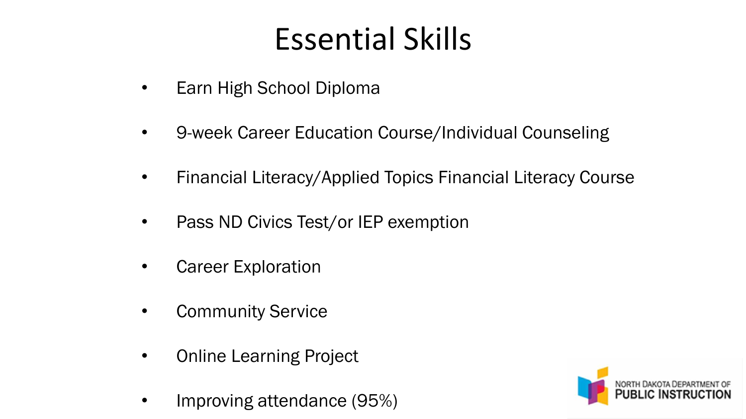# Essential Skills

- Earn High School Diploma
- 9-week Career Education Course/Individual Counseling
- Financial Literacy/Applied Topics Financial Literacy Course
- Pass ND Civics Test/or IEP exemption
- Career Exploration
- Community Service
- Online Learning Project
- Improving attendance (95%)

NORTH DAKOTA DEPARTMENT OF PUBLIC INSTRUCTION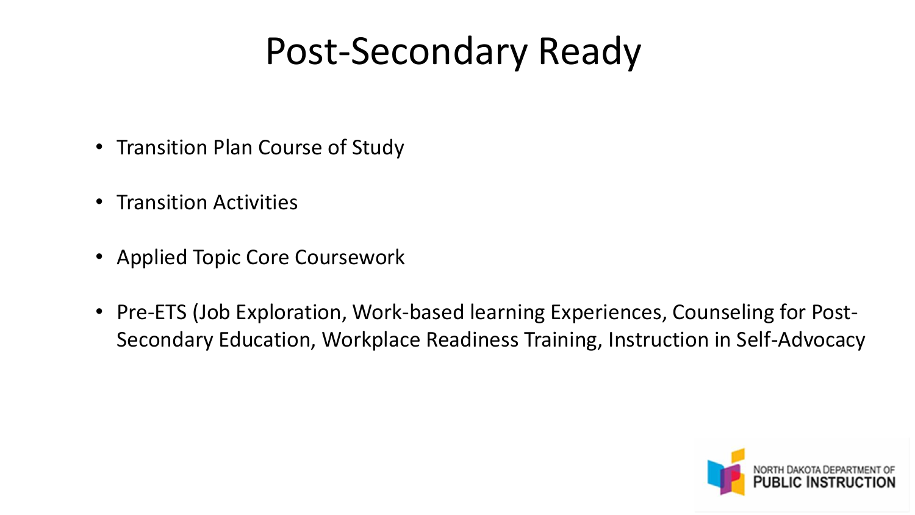# Post-Secondary Ready

- Transition Plan Course of Study
- Transition Activities
- Applied Topic Core Coursework
- Pre-ETS (Job Exploration, Work-based learning Experiences, Counseling for Post-Secondary Education, Workplace Readiness Training, Instruction in Self-Advocacy

NORTH DAKOTA DEPARTMENT OF PUBLIC INSTRUCTION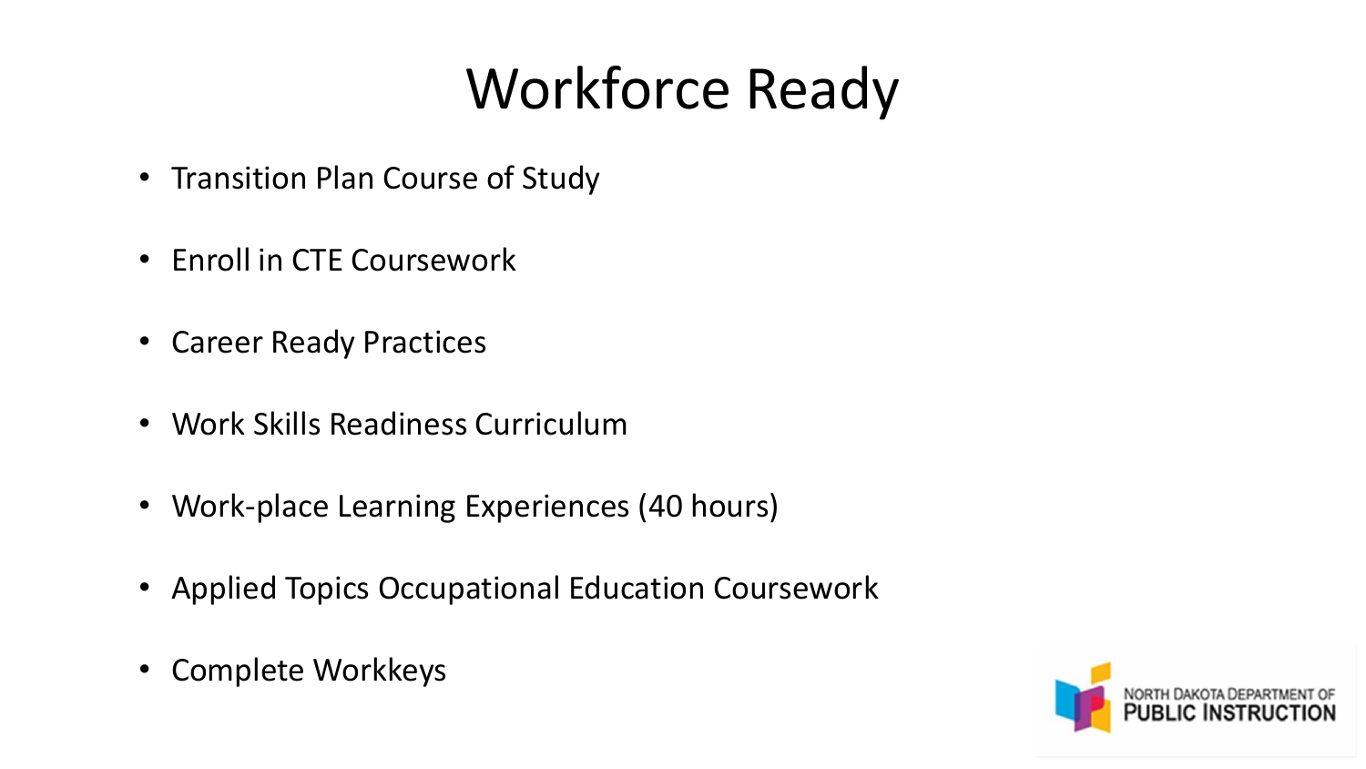# Workforce Ready

- Transition Plan Course of Study
- Enroll in CTE Coursework
- Career Ready Practices
- Work Skills Readiness Curriculum
- Work-place Learning Experiences (40 hours)
- Applied Topics Occupational Education Coursework
- Complete Workkeys

NORTH DAKOTA DEPARTMENT OF PUBLIC INSTRUCTION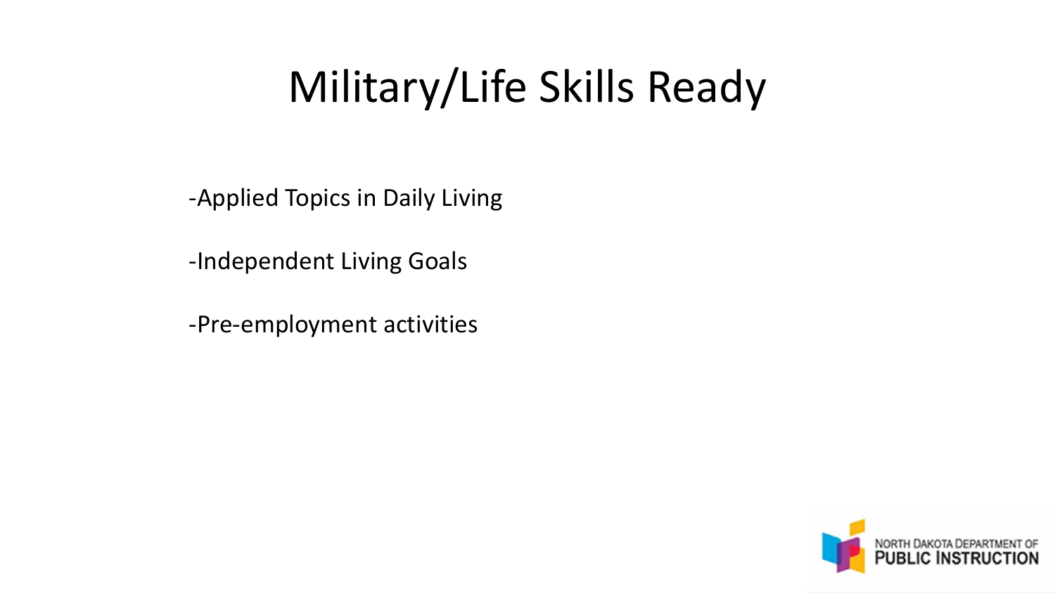# Military/Life Skills Ready

-Applied Topics in Daily Living

-Independent Living Goals

-Pre-employment activities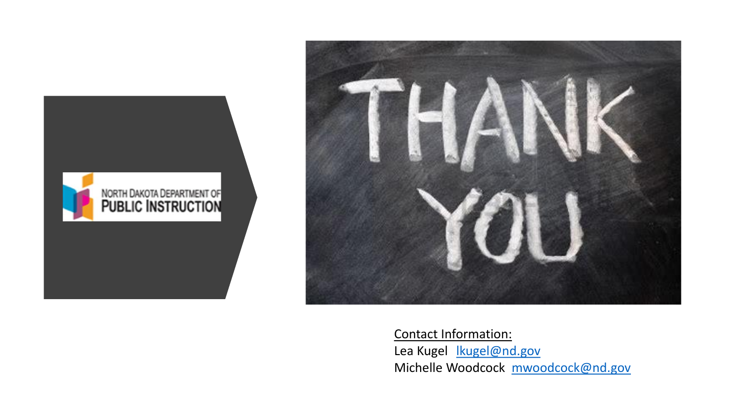NORTH DAKOTA DEPARTMENT OF PUBLIC INSTRUCTION

THANK YOU

Contact Information:

Lea Kugel lkugel@nd.gov

Michelle Woodcock mwoodcock@nd.gov